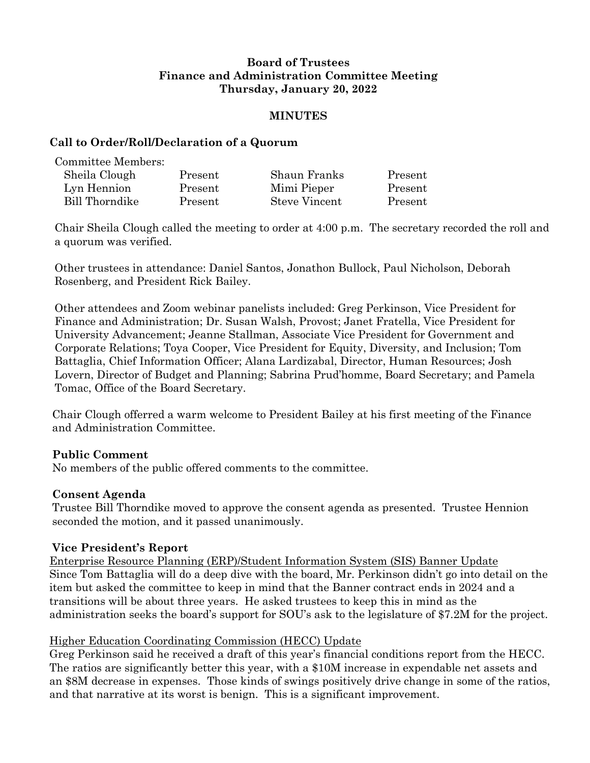**Board of Trustees**
**Finance and Administration Committee Meeting**
**Thursday, January 20, 2022**

**MINUTES**

## Call to Order/Roll/Declaration of a Quorum

Committee Members:

| | | | |
|---|---|---|---|
| Sheila Clough | Present | Shaun Franks | Present |
| Lyn Hennion | Present | Mimi Pieper | Present |
| Bill Thorndike | Present | Steve Vincent | Present |

Chair Sheila Clough called the meeting to order at 4:00 p.m. The secretary recorded the roll and a quorum was verified.

Other trustees in attendance: Daniel Santos, Jonathon Bullock, Paul Nicholson, Deborah Rosenberg, and President Rick Bailey.

Other attendees and Zoom webinar panelists included: Greg Perkinson, Vice President for Finance and Administration; Dr. Susan Walsh, Provost; Janet Fratella, Vice President for University Advancement; Jeanne Stallman, Associate Vice President for Government and Corporate Relations; Toya Cooper, Vice President for Equity, Diversity, and Inclusion; Tom Battaglia, Chief Information Officer; Alana Lardizabal, Director, Human Resources; Josh Lovern, Director of Budget and Planning; Sabrina Prud'homme, Board Secretary; and Pamela Tomac, Office of the Board Secretary.

Chair Clough offerred a warm welcome to President Bailey at his first meeting of the Finance and Administration Committee.

## Public Comment

No members of the public offered comments to the committee.

## Consent Agenda

Trustee Bill Thorndike moved to approve the consent agenda as presented. Trustee Hennion seconded the motion, and it passed unanimously.

## Vice President's Report

Enterprise Resource Planning (ERP)/Student Information System (SIS) Banner Update

Since Tom Battaglia will do a deep dive with the board, Mr. Perkinson didn't go into detail on the item but asked the committee to keep in mind that the Banner contract ends in 2024 and a transitions will be about three years. He asked trustees to keep this in mind as the administration seeks the board's support for SOU's ask to the legislature of $7.2M for the project.

Higher Education Coordinating Commission (HECC) Update

Greg Perkinson said he received a draft of this year's financial conditions report from the HECC. The ratios are significantly better this year, with a $10M increase in expendable net assets and an $8M decrease in expenses. Those kinds of swings positively drive change in some of the ratios, and that narrative at its worst is benign. This is a significant improvement.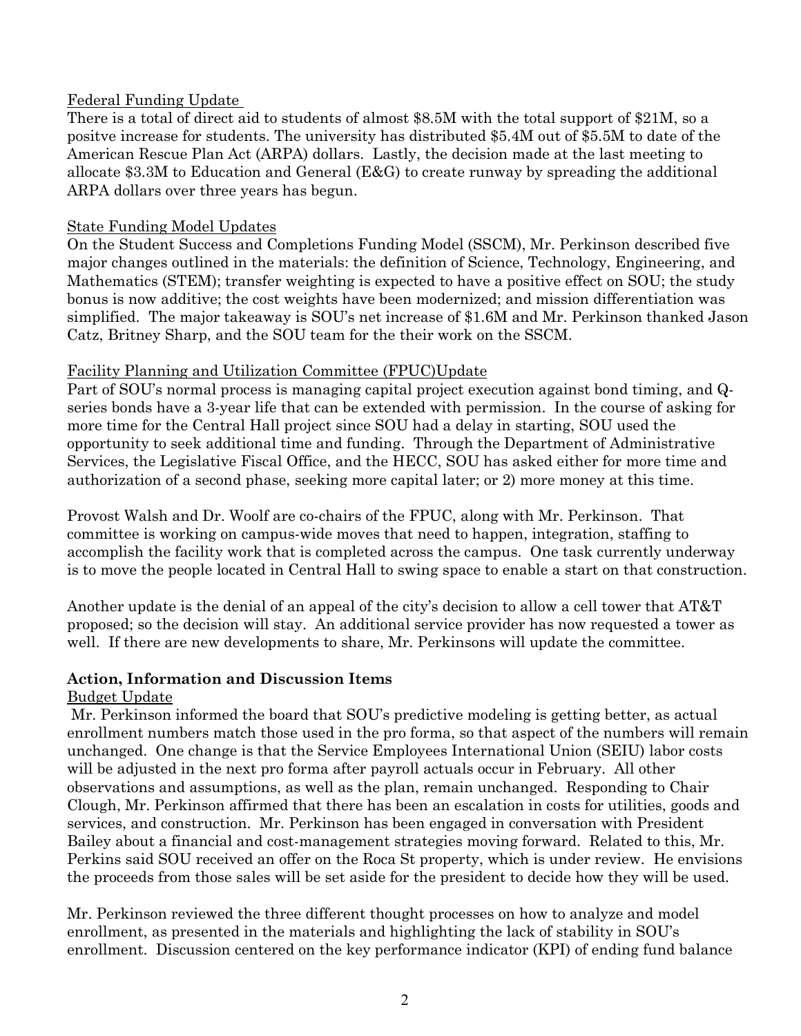Federal Funding Update

There is a total of direct aid to students of almost $8.5M with the total support of $21M, so a positve increase for students. The university has distributed $5.4M out of $5.5M to date of the American Rescue Plan Act (ARPA) dollars. Lastly, the decision made at the last meeting to allocate $3.3M to Education and General (E&G) to create runway by spreading the additional ARPA dollars over three years has begun.

State Funding Model Updates

On the Student Success and Completions Funding Model (SSCM), Mr. Perkinson described five major changes outlined in the materials: the definition of Science, Technology, Engineering, and Mathematics (STEM); transfer weighting is expected to have a positive effect on SOU; the study bonus is now additive; the cost weights have been modernized; and mission differentiation was simplified. The major takeaway is SOU's net increase of $1.6M and Mr. Perkinson thanked Jason Catz, Britney Sharp, and the SOU team for the their work on the SSCM.

Facility Planning and Utilization Committee (FPUC)Update

Part of SOU's normal process is managing capital project execution against bond timing, and Q-series bonds have a 3-year life that can be extended with permission. In the course of asking for more time for the Central Hall project since SOU had a delay in starting, SOU used the opportunity to seek additional time and funding. Through the Department of Administrative Services, the Legislative Fiscal Office, and the HECC, SOU has asked either for more time and authorization of a second phase, seeking more capital later; or 2) more money at this time.

Provost Walsh and Dr. Woolf are co-chairs of the FPUC, along with Mr. Perkinson. That committee is working on campus-wide moves that need to happen, integration, staffing to accomplish the facility work that is completed across the campus. One task currently underway is to move the people located in Central Hall to swing space to enable a start on that construction.

Another update is the denial of an appeal of the city's decision to allow a cell tower that AT&T proposed; so the decision will stay. An additional service provider has now requested a tower as well. If there are new developments to share, Mr. Perkinsons will update the committee.

**Action, Information and Discussion Items**

Budget Update

Mr. Perkinson informed the board that SOU's predictive modeling is getting better, as actual enrollment numbers match those used in the pro forma, so that aspect of the numbers will remain unchanged. One change is that the Service Employees International Union (SEIU) labor costs will be adjusted in the next pro forma after payroll actuals occur in February. All other observations and assumptions, as well as the plan, remain unchanged. Responding to Chair Clough, Mr. Perkinson affirmed that there has been an escalation in costs for utilities, goods and services, and construction. Mr. Perkinson has been engaged in conversation with President Bailey about a financial and cost-management strategies moving forward. Related to this, Mr. Perkins said SOU received an offer on the Roca St property, which is under review. He envisions the proceeds from those sales will be set aside for the president to decide how they will be used.

Mr. Perkinson reviewed the three different thought processes on how to analyze and model enrollment, as presented in the materials and highlighting the lack of stability in SOU's enrollment. Discussion centered on the key performance indicator (KPI) of ending fund balance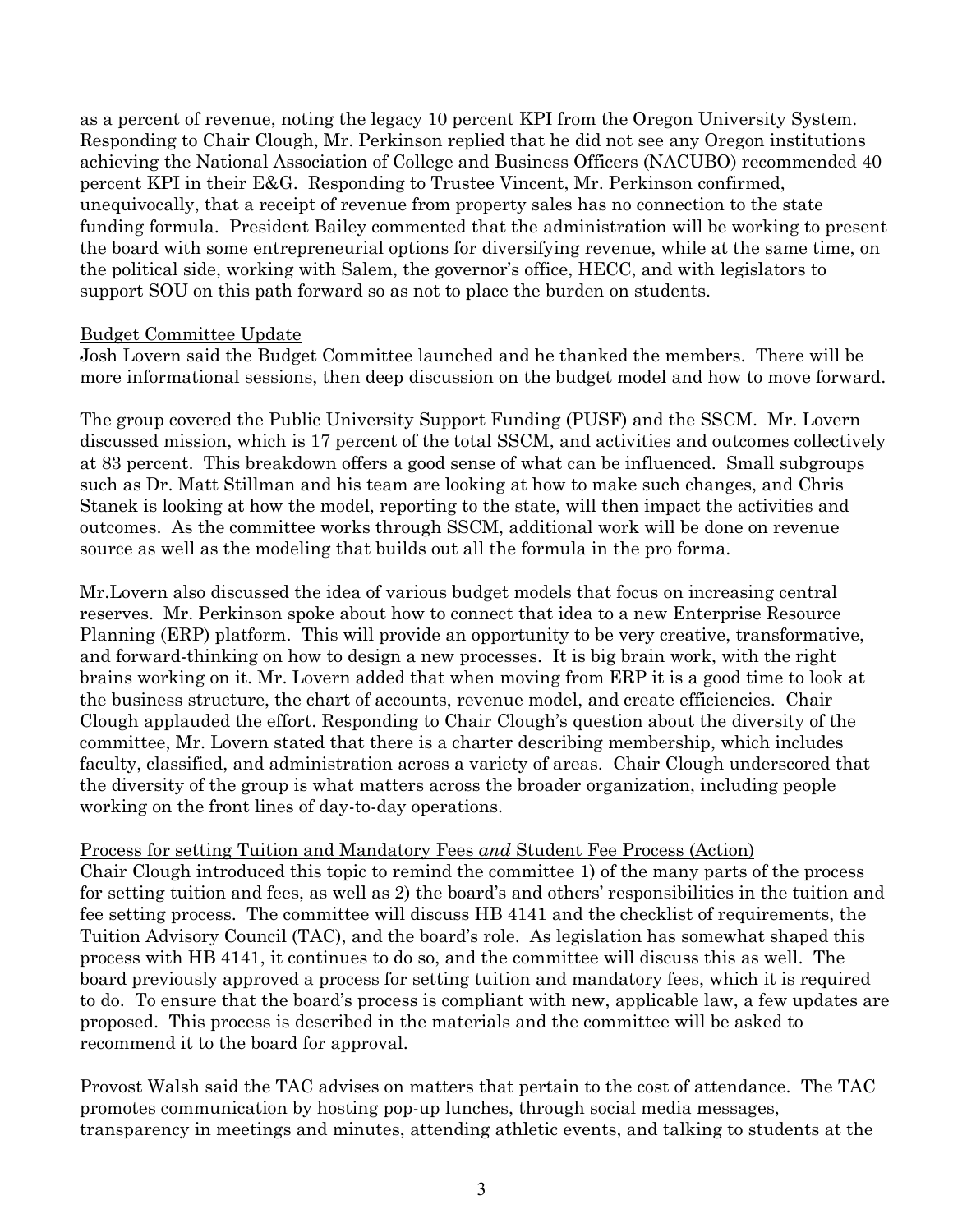as a percent of revenue, noting the legacy 10 percent KPI from the Oregon University System. Responding to Chair Clough, Mr. Perkinson replied that he did not see any Oregon institutions achieving the National Association of College and Business Officers (NACUBO) recommended 40 percent KPI in their E&G. Responding to Trustee Vincent, Mr. Perkinson confirmed, unequivocally, that a receipt of revenue from property sales has no connection to the state funding formula. President Bailey commented that the administration will be working to present the board with some entrepreneurial options for diversifying revenue, while at the same time, on the political side, working with Salem, the governor's office, HECC, and with legislators to support SOU on this path forward so as not to place the burden on students.

Budget Committee Update

Josh Lovern said the Budget Committee launched and he thanked the members. There will be more informational sessions, then deep discussion on the budget model and how to move forward.

The group covered the Public University Support Funding (PUSF) and the SSCM. Mr. Lovern discussed mission, which is 17 percent of the total SSCM, and activities and outcomes collectively at 83 percent. This breakdown offers a good sense of what can be influenced. Small subgroups such as Dr. Matt Stillman and his team are looking at how to make such changes, and Chris Stanek is looking at how the model, reporting to the state, will then impact the activities and outcomes. As the committee works through SSCM, additional work will be done on revenue source as well as the modeling that builds out all the formula in the pro forma.

Mr.Lovern also discussed the idea of various budget models that focus on increasing central reserves. Mr. Perkinson spoke about how to connect that idea to a new Enterprise Resource Planning (ERP) platform. This will provide an opportunity to be very creative, transformative, and forward-thinking on how to design a new processes. It is big brain work, with the right brains working on it. Mr. Lovern added that when moving from ERP it is a good time to look at the business structure, the chart of accounts, revenue model, and create efficiencies. Chair Clough applauded the effort. Responding to Chair Clough's question about the diversity of the committee, Mr. Lovern stated that there is a charter describing membership, which includes faculty, classified, and administration across a variety of areas. Chair Clough underscored that the diversity of the group is what matters across the broader organization, including people working on the front lines of day-to-day operations.

Process for setting Tuition and Mandatory Fees *and* Student Fee Process (Action)

Chair Clough introduced this topic to remind the committee 1) of the many parts of the process for setting tuition and fees, as well as 2) the board's and others' responsibilities in the tuition and fee setting process. The committee will discuss HB 4141 and the checklist of requirements, the Tuition Advisory Council (TAC), and the board's role. As legislation has somewhat shaped this process with HB 4141, it continues to do so, and the committee will discuss this as well. The board previously approved a process for setting tuition and mandatory fees, which it is required to do. To ensure that the board's process is compliant with new, applicable law, a few updates are proposed. This process is described in the materials and the committee will be asked to recommend it to the board for approval.

Provost Walsh said the TAC advises on matters that pertain to the cost of attendance. The TAC promotes communication by hosting pop-up lunches, through social media messages, transparency in meetings and minutes, attending athletic events, and talking to students at the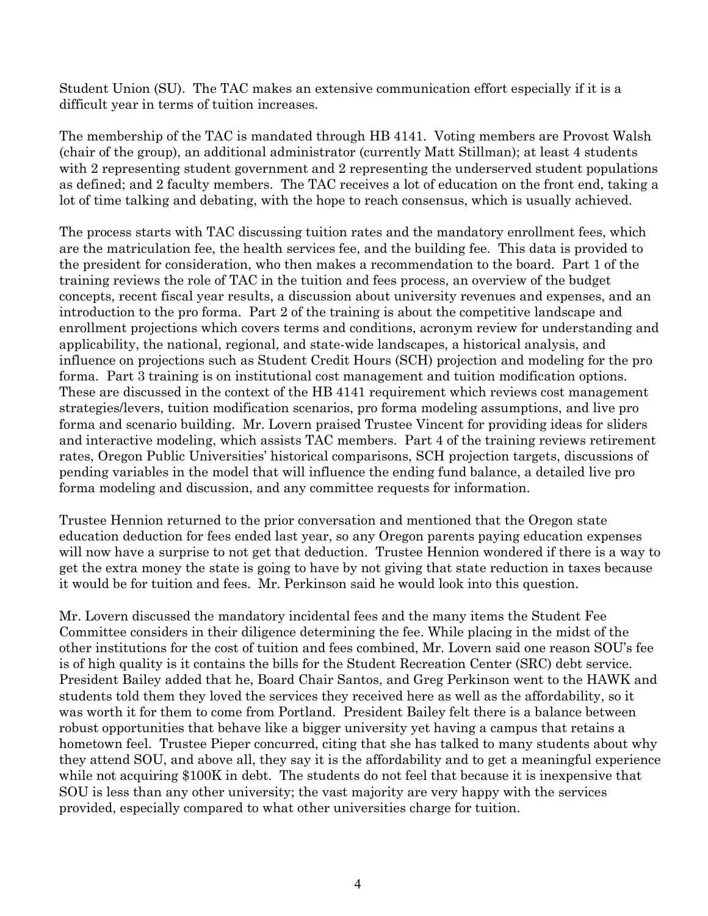Student Union (SU). The TAC makes an extensive communication effort especially if it is a difficult year in terms of tuition increases.

The membership of the TAC is mandated through HB 4141. Voting members are Provost Walsh (chair of the group), an additional administrator (currently Matt Stillman); at least 4 students with 2 representing student government and 2 representing the underserved student populations as defined; and 2 faculty members. The TAC receives a lot of education on the front end, taking a lot of time talking and debating, with the hope to reach consensus, which is usually achieved.

The process starts with TAC discussing tuition rates and the mandatory enrollment fees, which are the matriculation fee, the health services fee, and the building fee. This data is provided to the president for consideration, who then makes a recommendation to the board. Part 1 of the training reviews the role of TAC in the tuition and fees process, an overview of the budget concepts, recent fiscal year results, a discussion about university revenues and expenses, and an introduction to the pro forma. Part 2 of the training is about the competitive landscape and enrollment projections which covers terms and conditions, acronym review for understanding and applicability, the national, regional, and state-wide landscapes, a historical analysis, and influence on projections such as Student Credit Hours (SCH) projection and modeling for the pro forma. Part 3 training is on institutional cost management and tuition modification options. These are discussed in the context of the HB 4141 requirement which reviews cost management strategies/levers, tuition modification scenarios, pro forma modeling assumptions, and live pro forma and scenario building. Mr. Lovern praised Trustee Vincent for providing ideas for sliders and interactive modeling, which assists TAC members. Part 4 of the training reviews retirement rates, Oregon Public Universities' historical comparisons, SCH projection targets, discussions of pending variables in the model that will influence the ending fund balance, a detailed live pro forma modeling and discussion, and any committee requests for information.

Trustee Hennion returned to the prior conversation and mentioned that the Oregon state education deduction for fees ended last year, so any Oregon parents paying education expenses will now have a surprise to not get that deduction. Trustee Hennion wondered if there is a way to get the extra money the state is going to have by not giving that state reduction in taxes because it would be for tuition and fees. Mr. Perkinson said he would look into this question.

Mr. Lovern discussed the mandatory incidental fees and the many items the Student Fee Committee considers in their diligence determining the fee. While placing in the midst of the other institutions for the cost of tuition and fees combined, Mr. Lovern said one reason SOU's fee is of high quality is it contains the bills for the Student Recreation Center (SRC) debt service. President Bailey added that he, Board Chair Santos, and Greg Perkinson went to the HAWK and students told them they loved the services they received here as well as the affordability, so it was worth it for them to come from Portland. President Bailey felt there is a balance between robust opportunities that behave like a bigger university yet having a campus that retains a hometown feel. Trustee Pieper concurred, citing that she has talked to many students about why they attend SOU, and above all, they say it is the affordability and to get a meaningful experience while not acquiring $100K in debt. The students do not feel that because it is inexpensive that SOU is less than any other university; the vast majority are very happy with the services provided, especially compared to what other universities charge for tuition.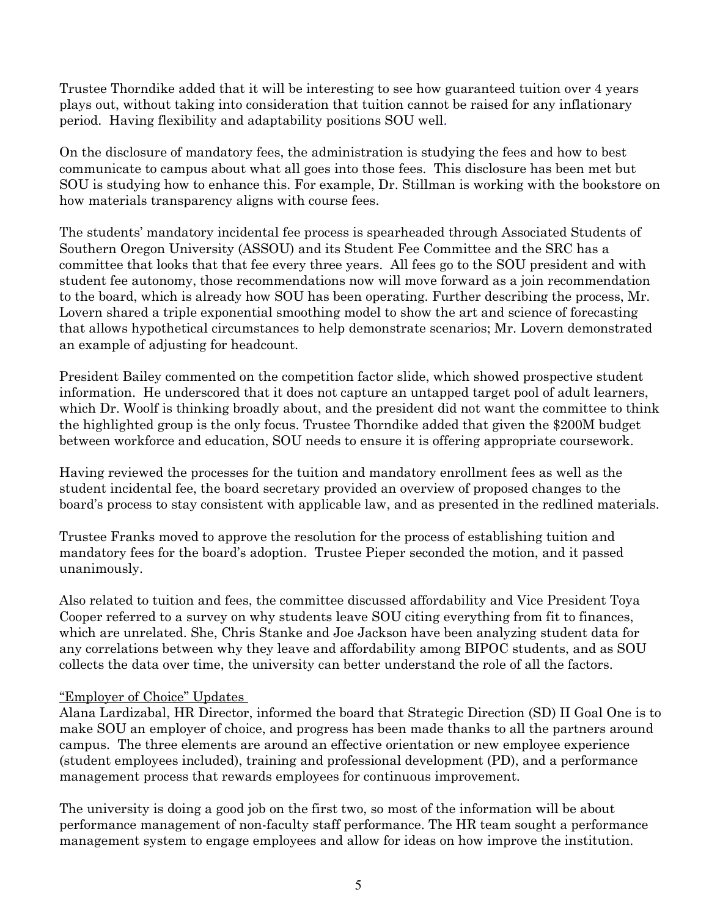Trustee Thorndike added that it will be interesting to see how guaranteed tuition over 4 years plays out, without taking into consideration that tuition cannot be raised for any inflationary period. Having flexibility and adaptability positions SOU well.

On the disclosure of mandatory fees, the administration is studying the fees and how to best communicate to campus about what all goes into those fees. This disclosure has been met but SOU is studying how to enhance this. For example, Dr. Stillman is working with the bookstore on how materials transparency aligns with course fees.

The students' mandatory incidental fee process is spearheaded through Associated Students of Southern Oregon University (ASSOU) and its Student Fee Committee and the SRC has a committee that looks that that fee every three years. All fees go to the SOU president and with student fee autonomy, those recommendations now will move forward as a join recommendation to the board, which is already how SOU has been operating. Further describing the process, Mr. Lovern shared a triple exponential smoothing model to show the art and science of forecasting that allows hypothetical circumstances to help demonstrate scenarios; Mr. Lovern demonstrated an example of adjusting for headcount.

President Bailey commented on the competition factor slide, which showed prospective student information. He underscored that it does not capture an untapped target pool of adult learners, which Dr. Woolf is thinking broadly about, and the president did not want the committee to think the highlighted group is the only focus. Trustee Thorndike added that given the $200M budget between workforce and education, SOU needs to ensure it is offering appropriate coursework.

Having reviewed the processes for the tuition and mandatory enrollment fees as well as the student incidental fee, the board secretary provided an overview of proposed changes to the board's process to stay consistent with applicable law, and as presented in the redlined materials.

Trustee Franks moved to approve the resolution for the process of establishing tuition and mandatory fees for the board's adoption. Trustee Pieper seconded the motion, and it passed unanimously.

Also related to tuition and fees, the committee discussed affordability and Vice President Toya Cooper referred to a survey on why students leave SOU citing everything from fit to finances, which are unrelated. She, Chris Stanke and Joe Jackson have been analyzing student data for any correlations between why they leave and affordability among BIPOC students, and as SOU collects the data over time, the university can better understand the role of all the factors.

<u>"Employer of Choice" Updates</u>

Alana Lardizabal, HR Director, informed the board that Strategic Direction (SD) II Goal One is to make SOU an employer of choice, and progress has been made thanks to all the partners around campus. The three elements are around an effective orientation or new employee experience (student employees included), training and professional development (PD), and a performance management process that rewards employees for continuous improvement.

The university is doing a good job on the first two, so most of the information will be about performance management of non-faculty staff performance. The HR team sought a performance management system to engage employees and allow for ideas on how improve the institution.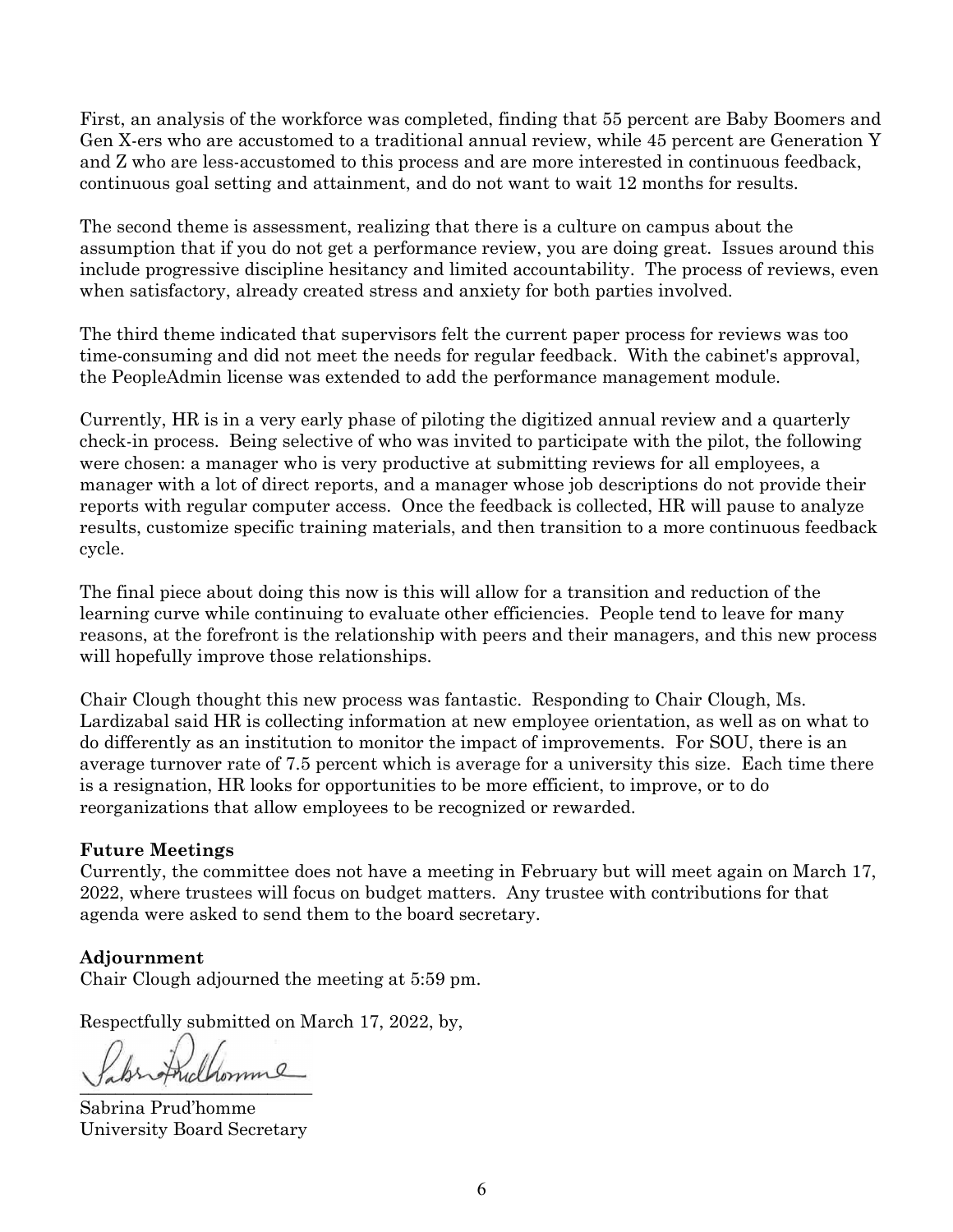First, an analysis of the workforce was completed, finding that 55 percent are Baby Boomers and Gen X-ers who are accustomed to a traditional annual review, while 45 percent are Generation Y and Z who are less-accustomed to this process and are more interested in continuous feedback, continuous goal setting and attainment, and do not want to wait 12 months for results.

The second theme is assessment, realizing that there is a culture on campus about the assumption that if you do not get a performance review, you are doing great. Issues around this include progressive discipline hesitancy and limited accountability. The process of reviews, even when satisfactory, already created stress and anxiety for both parties involved.

The third theme indicated that supervisors felt the current paper process for reviews was too time-consuming and did not meet the needs for regular feedback. With the cabinet's approval, the PeopleAdmin license was extended to add the performance management module.

Currently, HR is in a very early phase of piloting the digitized annual review and a quarterly check-in process. Being selective of who was invited to participate with the pilot, the following were chosen: a manager who is very productive at submitting reviews for all employees, a manager with a lot of direct reports, and a manager whose job descriptions do not provide their reports with regular computer access. Once the feedback is collected, HR will pause to analyze results, customize specific training materials, and then transition to a more continuous feedback cycle.

The final piece about doing this now is this will allow for a transition and reduction of the learning curve while continuing to evaluate other efficiencies. People tend to leave for many reasons, at the forefront is the relationship with peers and their managers, and this new process will hopefully improve those relationships.

Chair Clough thought this new process was fantastic. Responding to Chair Clough, Ms. Lardizabal said HR is collecting information at new employee orientation, as well as on what to do differently as an institution to monitor the impact of improvements. For SOU, there is an average turnover rate of 7.5 percent which is average for a university this size. Each time there is a resignation, HR looks for opportunities to be more efficient, to improve, or to do reorganizations that allow employees to be recognized or rewarded.

**Future Meetings**

Currently, the committee does not have a meeting in February but will meet again on March 17, 2022, where trustees will focus on budget matters. Any trustee with contributions for that agenda were asked to send them to the board secretary.

**Adjournment**

Chair Clough adjourned the meeting at 5:59 pm.

Respectfully submitted on March 17, 2022, by,

Sabrina Prud'homme
University Board Secretary